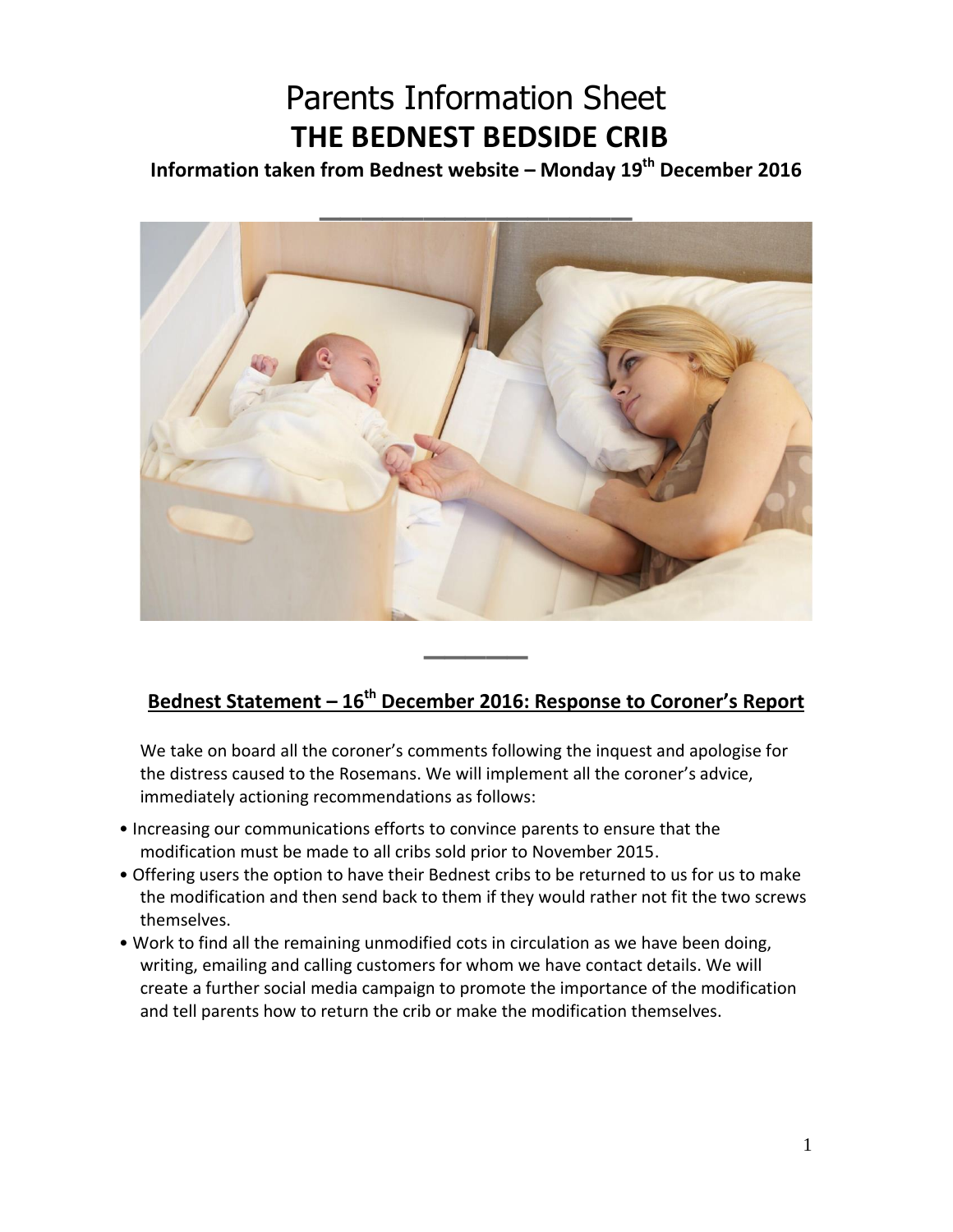# Parents Information Sheet

# THE BEDNEST BEDSIDE CRIB

### Information taken from Bednest website – Monday 19th December 2016

## Bednest Statement – 16th December 2016: Response to Coroner's Report

We take on board all the coroner's comments following the inquest and apologise for the distress caused to the Rosemans. We will implement all the coroner's advice, immediately actioning recommendations as follows:

- Increasing our communications efforts to convince parents to ensure that the modification must be made to all cribs sold prior to November 2015.
- Offering users the option to have their Bednest cribs to be returned to us for us to make the modification and then send back to them if they would rather not fit the two screws themselves.
- Work to find all the remaining unmodified cots in circulation as we have been doing, writing, emailing and calling customers for whom we have contact details. We will create a further social media campaign to promote the importance of the modification and tell parents how to return the crib or make the modification themselves.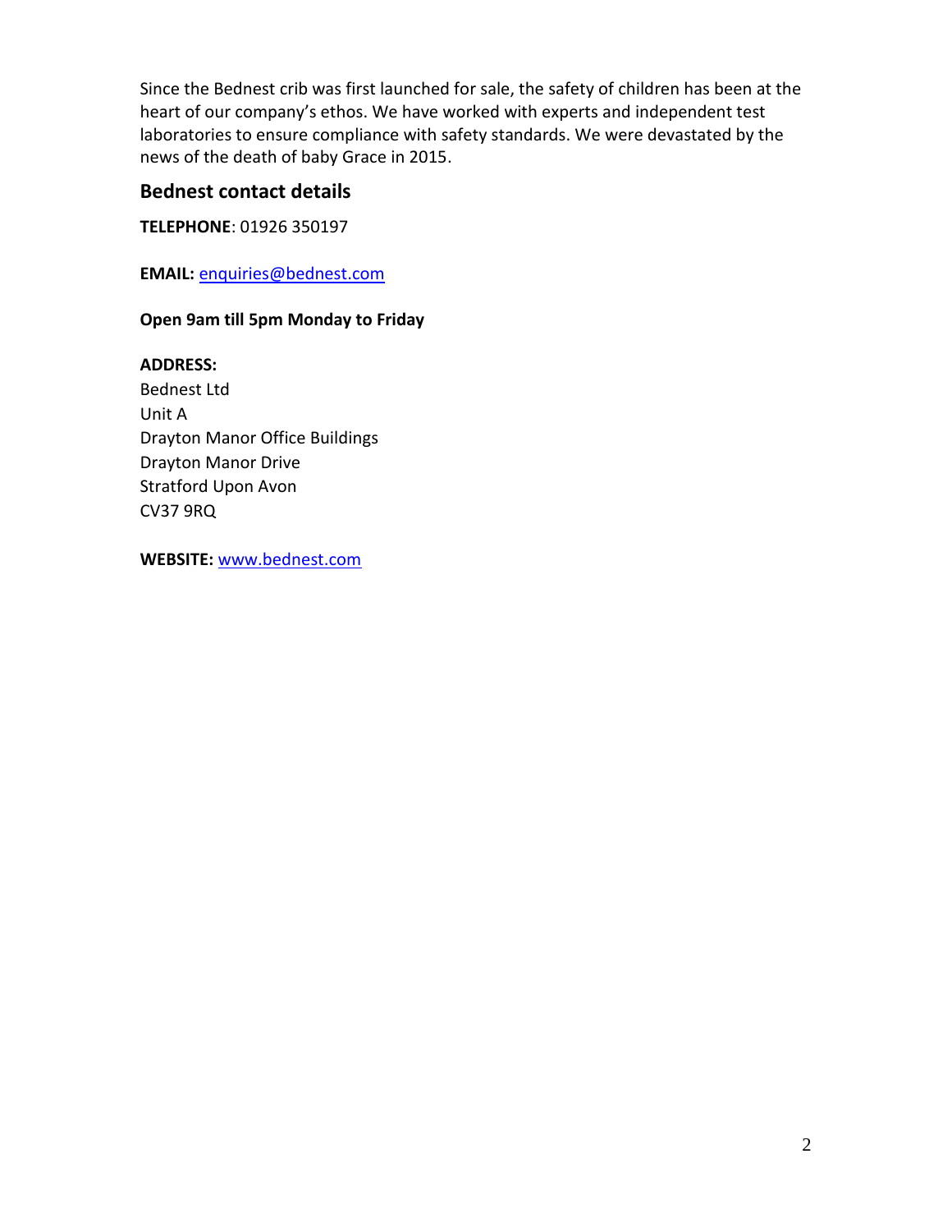Since the Bednest crib was first launched for sale, the safety of children has been at the heart of our company's ethos. We have worked with experts and independent test laboratories to ensure compliance with safety standards. We were devastated by the news of the death of baby Grace in 2015.

## Bednest contact details

**TELEPHONE**: 01926 350197

**EMAIL:** enquiries@bednest.com

**Open 9am till 5pm Monday to Friday**

**ADDRESS:**
Bednest Ltd
Unit A
Drayton Manor Office Buildings
Drayton Manor Drive
Stratford Upon Avon
CV37 9RQ

**WEBSITE:** www.bednest.com